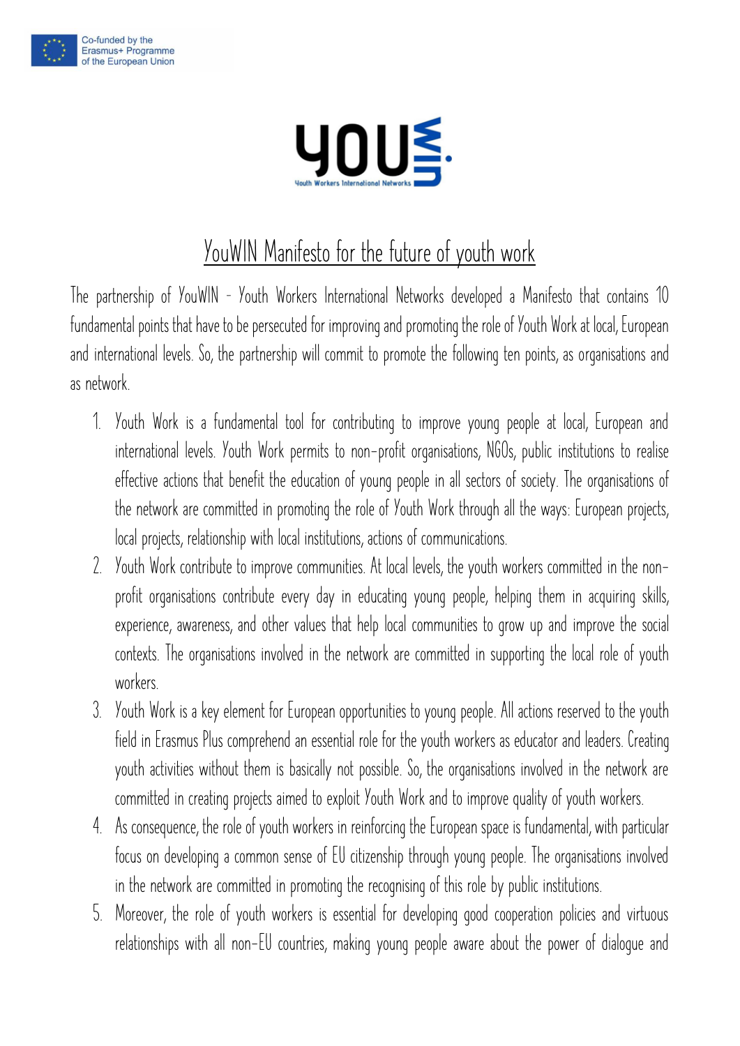Co-funded by the Erasmus+ Programme of the European Union

# YouWIN Manifesto for the future of youth work

The partnership of YouWIN - Youth Workers International Networks developed a Manifesto that contains 10 fundamental points that have to be persecuted for improving and promoting the role of Youth Work at local, European and international levels. So, the partnership will commit to promote the following ten points, as organisations and as network.

1. Youth Work is a fundamental tool for contributing to improve young people at local, European and international levels. Youth Work permits to non-profit organisations, NGOs, public institutions to realise effective actions that benefit the education of young people in all sectors of society. The organisations of the network are committed in promoting the role of Youth Work through all the ways: European projects, local projects, relationship with local institutions, actions of communications.
2. Youth Work contribute to improve communities. At local levels, the youth workers committed in the non-profit organisations contribute every day in educating young people, helping them in acquiring skills, experience, awareness, and other values that help local communities to grow up and improve the social contexts. The organisations involved in the network are committed in supporting the local role of youth workers.
3. Youth Work is a key element for European opportunities to young people. All actions reserved to the youth field in Erasmus Plus comprehend an essential role for the youth workers as educator and leaders. Creating youth activities without them is basically not possible. So, the organisations involved in the network are committed in creating projects aimed to exploit Youth Work and to improve quality of youth workers.
4. As consequence, the role of youth workers in reinforcing the European space is fundamental, with particular focus on developing a common sense of EU citizenship through young people. The organisations involved in the network are committed in promoting the recognising of this role by public institutions.
5. Moreover, the role of youth workers is essential for developing good cooperation policies and virtuous relationships with all non-EU countries, making young people aware about the power of dialogue and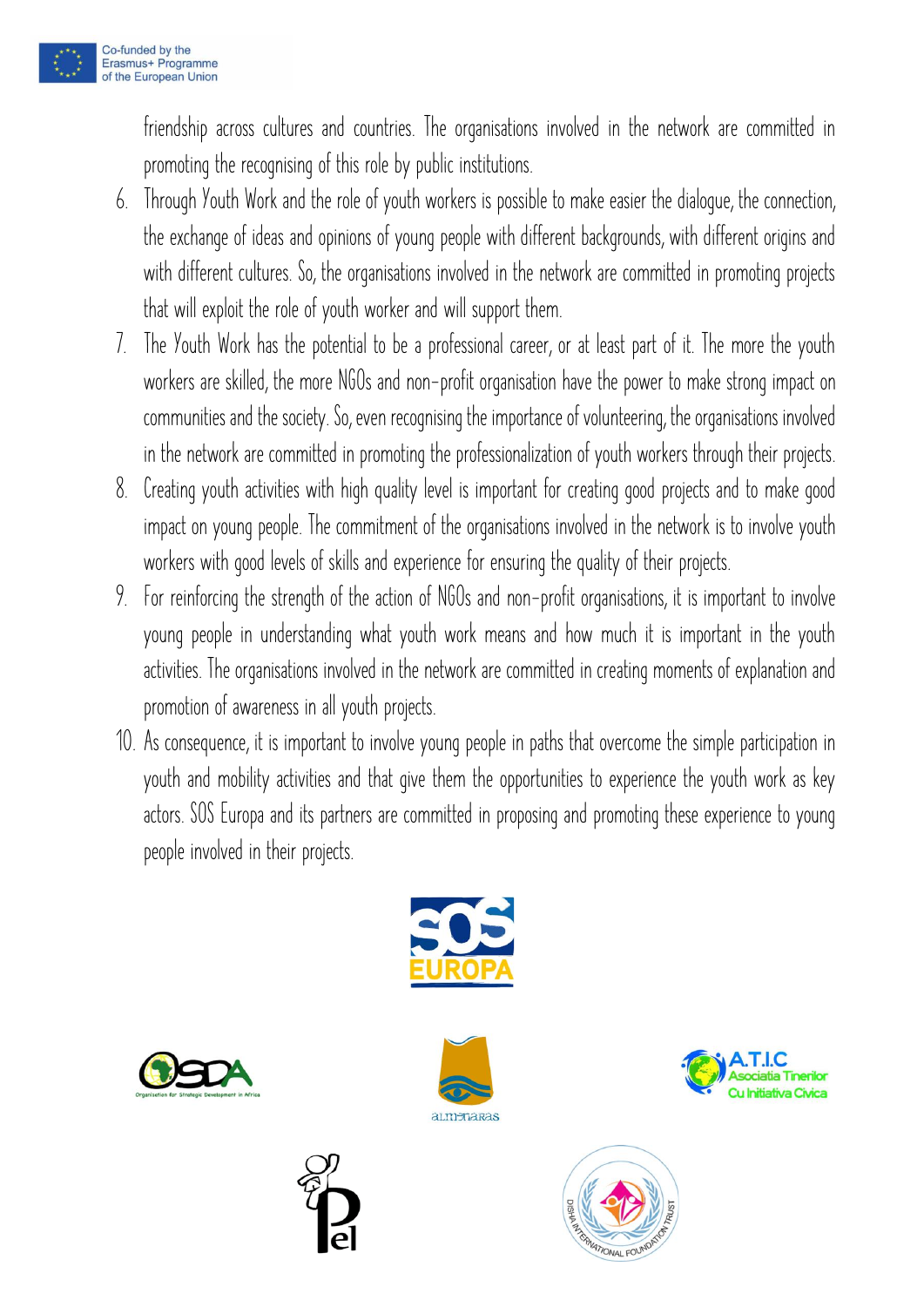friendship across cultures and countries. The organisations involved in the network are committed in promoting the recognising of this role by public institutions.

6. Through Youth Work and the role of youth workers is possible to make easier the dialogue, the connection, the exchange of ideas and opinions of young people with different backgrounds, with different origins and with different cultures. So, the organisations involved in the network are committed in promoting projects that will exploit the role of youth worker and will support them.
7. The Youth Work has the potential to be a professional career, or at least part of it. The more the youth workers are skilled, the more NGOs and non-profit organisation have the power to make strong impact on communities and the society. So, even recognising the importance of volunteering, the organisations involved in the network are committed in promoting the professionalization of youth workers through their projects.
8. Creating youth activities with high quality level is important for creating good projects and to make good impact on young people. The commitment of the organisations involved in the network is to involve youth workers with good levels of skills and experience for ensuring the quality of their projects.
9. For reinforcing the strength of the action of NGOs and non-profit organisations, it is important to involve young people in understanding what youth work means and how much it is important in the youth activities. The organisations involved in the network are committed in creating moments of explanation and promotion of awareness in all youth projects.
10. As consequence, it is important to involve young people in paths that overcome the simple participation in youth and mobility activities and that give them the opportunities to experience the youth work as key actors. SOS Europa and its partners are committed in proposing and promoting these experience to young people involved in their projects.